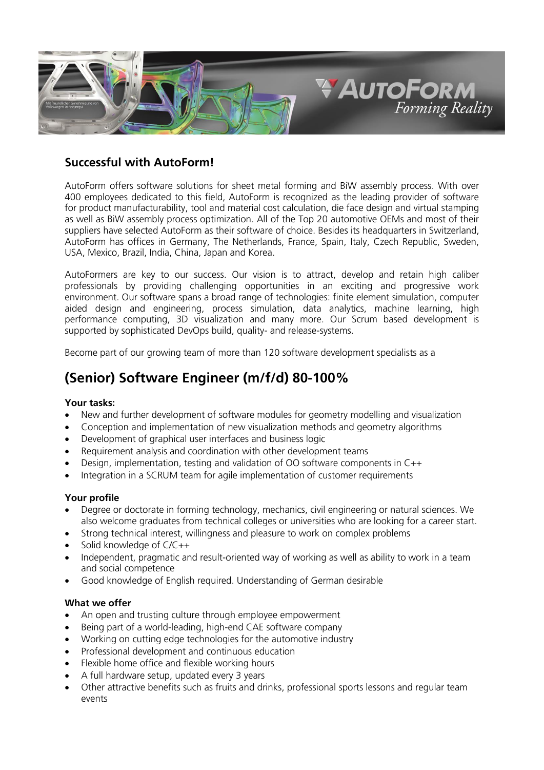## Successful with AutoForm!

AutoForm offers software solutions for sheet metal forming and BiW assembly process. With over 400 employees dedicated to this field, AutoForm is recognized as the leading provider of software for product manufacturability, tool and material cost calculation, die face design and virtual stamping as well as BiW assembly process optimization. All of the Top 20 automotive OEMs and most of their suppliers have selected AutoForm as their software of choice. Besides its headquarters in Switzerland, AutoForm has offices in Germany, The Netherlands, France, Spain, Italy, Czech Republic, Sweden, USA, Mexico, Brazil, India, China, Japan and Korea.

AutoFormers are key to our success. Our vision is to attract, develop and retain high caliber professionals by providing challenging opportunities in an exciting and progressive work environment. Our software spans a broad range of technologies: finite element simulation, computer aided design and engineering, process simulation, data analytics, machine learning, high performance computing, 3D visualization and many more. Our Scrum based development is supported by sophisticated DevOps build, quality- and release-systems.

Become part of our growing team of more than 120 software development specialists as a

# (Senior) Software Engineer (m/f/d) 80-100%

**Your tasks:**

- New and further development of software modules for geometry modelling and visualization
- Conception and implementation of new visualization methods and geometry algorithms
- Development of graphical user interfaces and business logic
- Requirement analysis and coordination with other development teams
- Design, implementation, testing and validation of OO software components in C++
- Integration in a SCRUM team for agile implementation of customer requirements

**Your profile**

- Degree or doctorate in forming technology, mechanics, civil engineering or natural sciences. We also welcome graduates from technical colleges or universities who are looking for a career start.
- Strong technical interest, willingness and pleasure to work on complex problems
- Solid knowledge of C/C++
- Independent, pragmatic and result-oriented way of working as well as ability to work in a team and social competence
- Good knowledge of English required. Understanding of German desirable

**What we offer**

- An open and trusting culture through employee empowerment
- Being part of a world-leading, high-end CAE software company
- Working on cutting edge technologies for the automotive industry
- Professional development and continuous education
- Flexible home office and flexible working hours
- A full hardware setup, updated every 3 years
- Other attractive benefits such as fruits and drinks, professional sports lessons and regular team events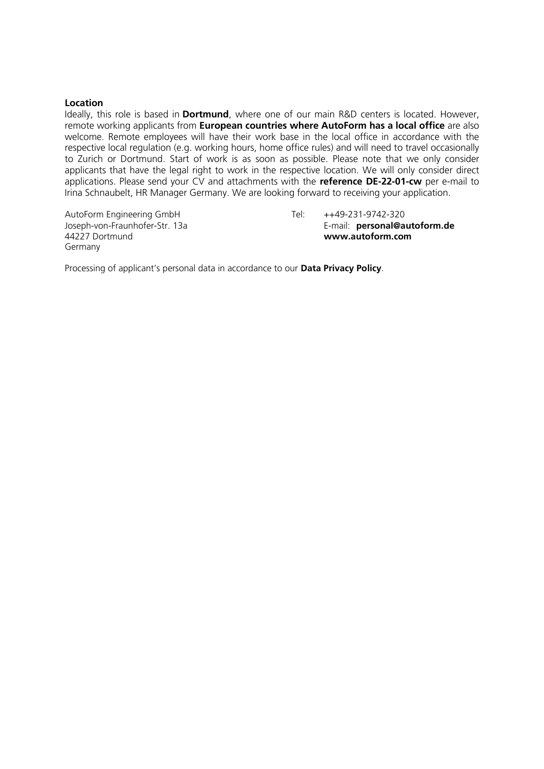**Location**

Ideally, this role is based in **Dortmund**, where one of our main R&D centers is located. However, remote working applicants from **European countries where AutoForm has a local office** are also welcome. Remote employees will have their work base in the local office in accordance with the respective local regulation (e.g. working hours, home office rules) and will need to travel occasionally to Zurich or Dortmund. Start of work is as soon as possible. Please note that we only consider applicants that have the legal right to work in the respective location. We will only consider direct applications. Please send your CV and attachments with the **reference DE-22-01-cw** per e-mail to Irina Schnaubelt, HR Manager Germany. We are looking forward to receiving your application.

AutoForm Engineering GmbH
Joseph-von-Fraunhofer-Str. 13a
44227 Dortmund
Germany

Tel: ++49-231-9742-320
E-mail: **personal@autoform.de**
**www.autoform.com**

Processing of applicant's personal data in accordance to our **Data Privacy Policy**.